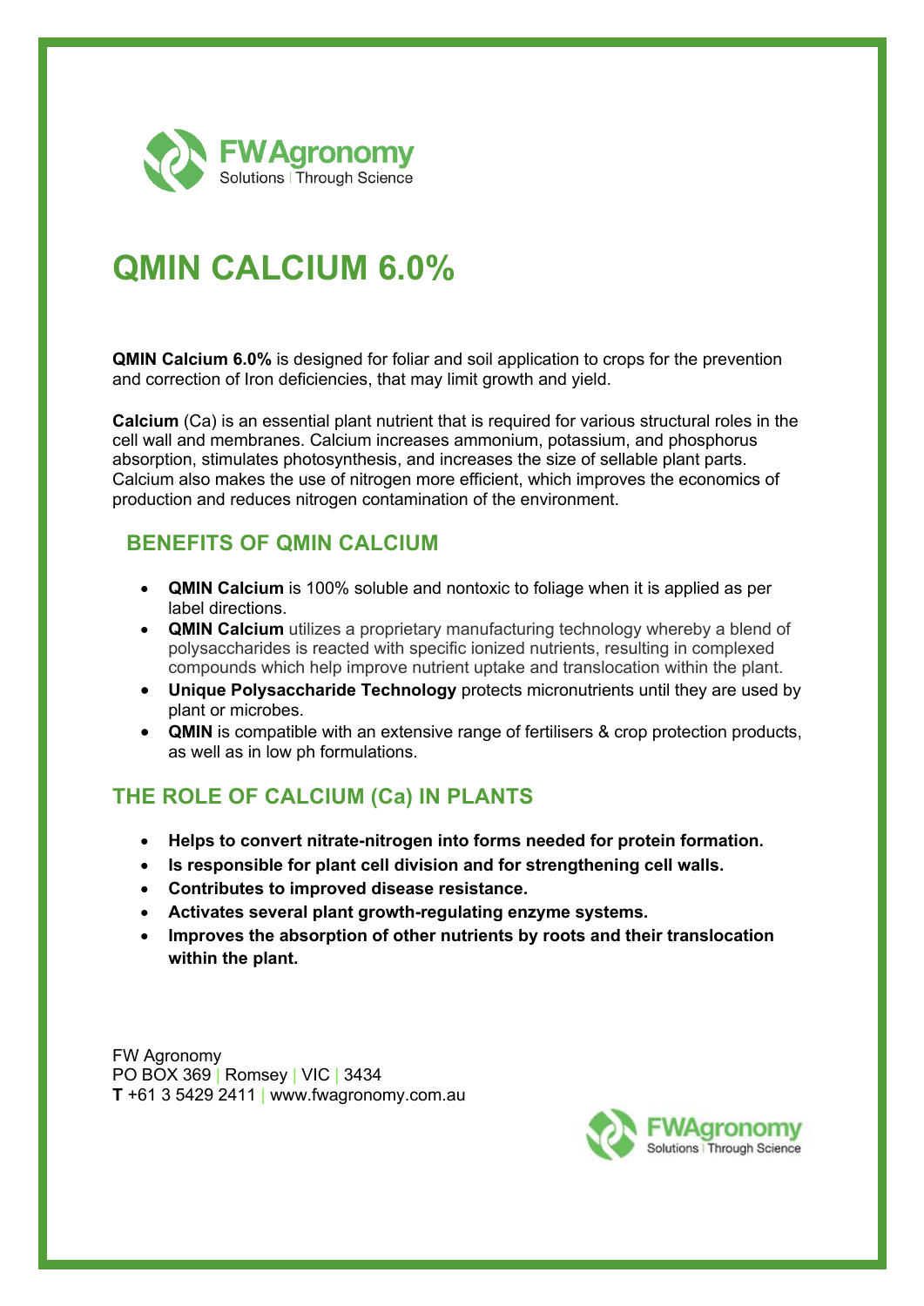FWAgronomy
Solutions | Through Science

# QMIN CALCIUM 6.0%

**QMIN Calcium 6.0%** is designed for foliar and soil application to crops for the prevention and correction of Iron deficiencies, that may limit growth and yield.

**Calcium** (Ca) is an essential plant nutrient that is required for various structural roles in the cell wall and membranes. Calcium increases ammonium, potassium, and phosphorus absorption, stimulates photosynthesis, and increases the size of sellable plant parts. Calcium also makes the use of nitrogen more efficient, which improves the economics of production and reduces nitrogen contamination of the environment.

## BENEFITS OF QMIN CALCIUM

- **QMIN Calcium** is 100% soluble and nontoxic to foliage when it is applied as per label directions.
- **QMIN Calcium** utilizes a proprietary manufacturing technology whereby a blend of polysaccharides is reacted with specific ionized nutrients, resulting in complexed compounds which help improve nutrient uptake and translocation within the plant.
- **Unique Polysaccharide Technology** protects micronutrients until they are used by plant or microbes.
- **QMIN** is compatible with an extensive range of fertilisers & crop protection products, as well as in low ph formulations.

## THE ROLE OF CALCIUM (Ca) IN PLANTS

- **Helps to convert nitrate-nitrogen into forms needed for protein formation.**
- **Is responsible for plant cell division and for strengthening cell walls.**
- **Contributes to improved disease resistance.**
- **Activates several plant growth-regulating enzyme systems.**
- **Improves the absorption of other nutrients by roots and their translocation within the plant.**

FW Agronomy
PO BOX 369 | Romsey | VIC | 3434
**T** +61 3 5429 2411 | www.fwagronomy.com.au

FWAgronomy
Solutions | Through Science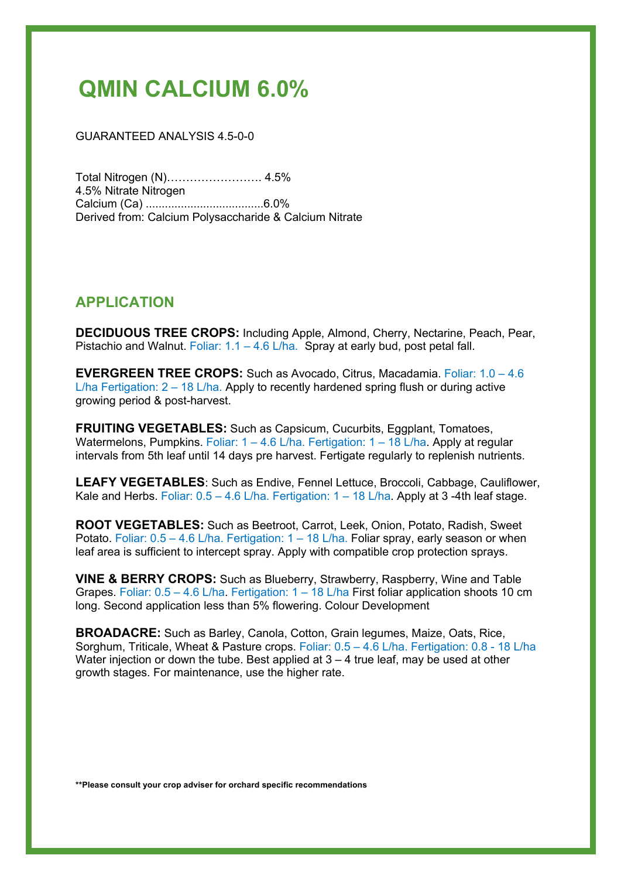# QMIN CALCIUM 6.0%

GUARANTEED ANALYSIS 4.5-0-0

Total Nitrogen (N)……………………. 4.5%
4.5% Nitrate Nitrogen
Calcium (Ca) ....................................6.0%
Derived from: Calcium Polysaccharide & Calcium Nitrate

## APPLICATION

**DECIDUOUS TREE CROPS:** Including Apple, Almond, Cherry, Nectarine, Peach, Pear, Pistachio and Walnut. Foliar: 1.1 – 4.6 L/ha. Spray at early bud, post petal fall.

**EVERGREEN TREE CROPS:** Such as Avocado, Citrus, Macadamia. Foliar: 1.0 – 4.6 L/ha Fertigation: 2 – 18 L/ha. Apply to recently hardened spring flush or during active growing period & post-harvest.

**FRUITING VEGETABLES:** Such as Capsicum, Cucurbits, Eggplant, Tomatoes, Watermelons, Pumpkins. Foliar: 1 – 4.6 L/ha. Fertigation: 1 – 18 L/ha. Apply at regular intervals from 5th leaf until 14 days pre harvest. Fertigate regularly to replenish nutrients.

**LEAFY VEGETABLES**: Such as Endive, Fennel Lettuce, Broccoli, Cabbage, Cauliflower, Kale and Herbs. Foliar: 0.5 – 4.6 L/ha. Fertigation: 1 – 18 L/ha. Apply at 3 -4th leaf stage.

**ROOT VEGETABLES:** Such as Beetroot, Carrot, Leek, Onion, Potato, Radish, Sweet Potato. Foliar: 0.5 – 4.6 L/ha. Fertigation: 1 – 18 L/ha. Foliar spray, early season or when leaf area is sufficient to intercept spray. Apply with compatible crop protection sprays.

**VINE & BERRY CROPS:** Such as Blueberry, Strawberry, Raspberry, Wine and Table Grapes. Foliar: 0.5 – 4.6 L/ha. Fertigation: 1 – 18 L/ha First foliar application shoots 10 cm long. Second application less than 5% flowering. Colour Development

**BROADACRE:** Such as Barley, Canola, Cotton, Grain legumes, Maize, Oats, Rice, Sorghum, Triticale, Wheat & Pasture crops. Foliar: 0.5 – 4.6 L/ha. Fertigation: 0.8 - 18 L/ha Water injection or down the tube. Best applied at 3 – 4 true leaf, may be used at other growth stages. For maintenance, use the higher rate.

**\*\*Please consult your crop adviser for orchard specific recommendations**